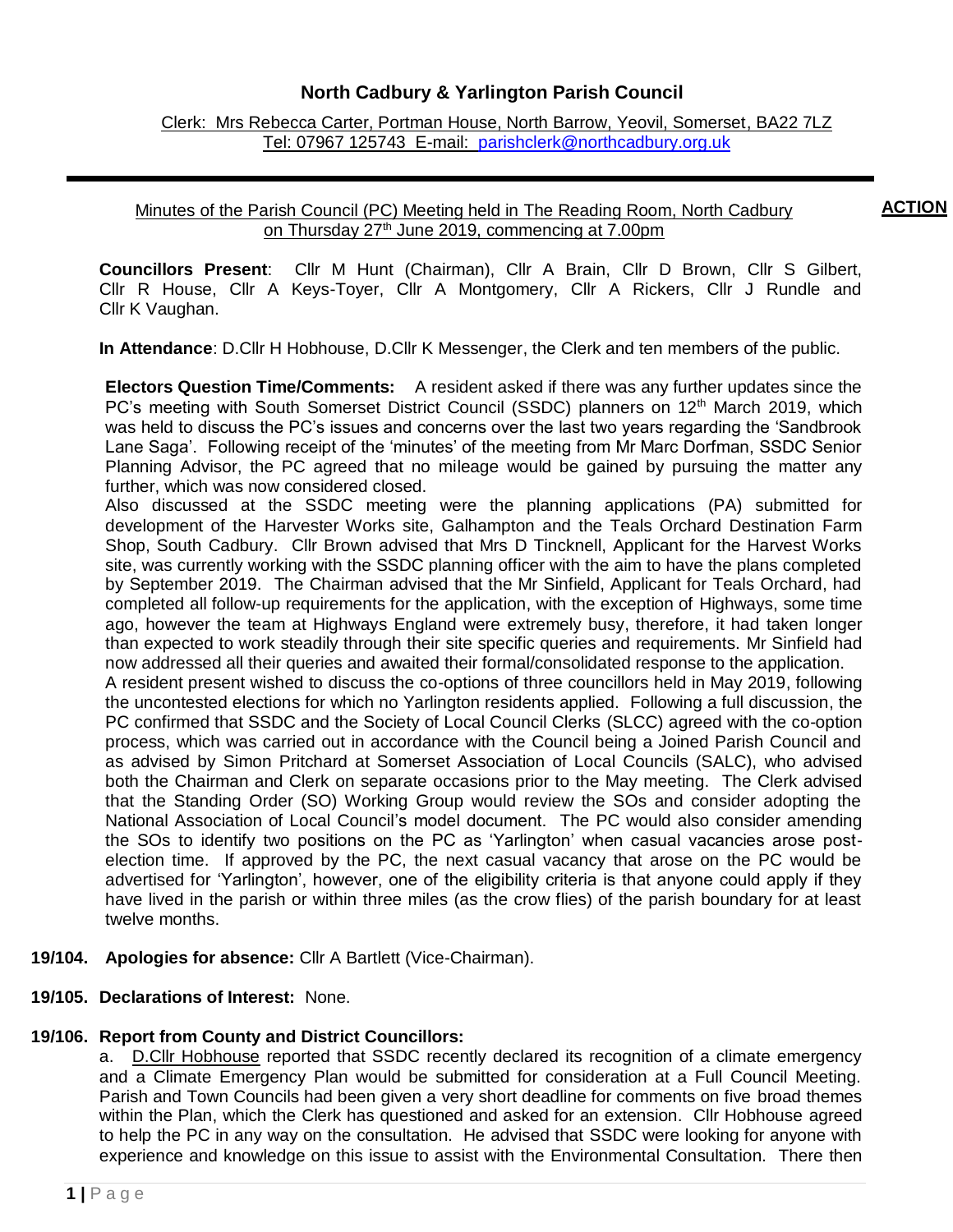# North Cadbury & Yarlington Parish Council

Clerk: Mrs Rebecca Carter, Portman House, North Barrow, Yeovil, Somerset, BA22 7LZ
Tel: 07967 125743 E-mail: parishclerk@northcadbury.org.uk

---

Minutes of the Parish Council (PC) Meeting held in The Reading Room, North Cadbury on Thursday 27th June 2019, commencing at 7.00pm

**ACTION**

**Councillors Present**: Cllr M Hunt (Chairman), Cllr A Brain, Cllr D Brown, Cllr S Gilbert, Cllr R House, Cllr A Keys-Toyer, Cllr A Montgomery, Cllr A Rickers, Cllr J Rundle and Cllr K Vaughan.

**In Attendance**: D.Cllr H Hobhouse, D.Cllr K Messenger, the Clerk and ten members of the public.

**Electors Question Time/Comments:** A resident asked if there was any further updates since the PC's meeting with South Somerset District Council (SSDC) planners on 12th March 2019, which was held to discuss the PC's issues and concerns over the last two years regarding the 'Sandbrook Lane Saga'. Following receipt of the 'minutes' of the meeting from Mr Marc Dorfman, SSDC Senior Planning Advisor, the PC agreed that no mileage would be gained by pursuing the matter any further, which was now considered closed.
Also discussed at the SSDC meeting were the planning applications (PA) submitted for development of the Harvester Works site, Galhampton and the Teals Orchard Destination Farm Shop, South Cadbury. Cllr Brown advised that Mrs D Tincknell, Applicant for the Harvest Works site, was currently working with the SSDC planning officer with the aim to have the plans completed by September 2019. The Chairman advised that the Mr Sinfield, Applicant for Teals Orchard, had completed all follow-up requirements for the application, with the exception of Highways, some time ago, however the team at Highways England were extremely busy, therefore, it had taken longer than expected to work steadily through their site specific queries and requirements. Mr Sinfield had now addressed all their queries and awaited their formal/consolidated response to the application.
A resident present wished to discuss the co-options of three councillors held in May 2019, following the uncontested elections for which no Yarlington residents applied. Following a full discussion, the PC confirmed that SSDC and the Society of Local Council Clerks (SLCC) agreed with the co-option process, which was carried out in accordance with the Council being a Joined Parish Council and as advised by Simon Pritchard at Somerset Association of Local Councils (SALC), who advised both the Chairman and Clerk on separate occasions prior to the May meeting. The Clerk advised that the Standing Order (SO) Working Group would review the SOs and consider adopting the National Association of Local Council's model document. The PC would also consider amending the SOs to identify two positions on the PC as 'Yarlington' when casual vacancies arose post-election time. If approved by the PC, the next casual vacancy that arose on the PC would be advertised for 'Yarlington', however, one of the eligibility criteria is that anyone could apply if they have lived in the parish or within three miles (as the crow flies) of the parish boundary for at least twelve months.

**19/104. Apologies for absence:** Cllr A Bartlett (Vice-Chairman).

**19/105. Declarations of Interest:** None.

**19/106. Report from County and District Councillors:**

a. D.Cllr Hobhouse reported that SSDC recently declared its recognition of a climate emergency and a Climate Emergency Plan would be submitted for consideration at a Full Council Meeting. Parish and Town Councils had been given a very short deadline for comments on five broad themes within the Plan, which the Clerk has questioned and asked for an extension. Cllr Hobhouse agreed to help the PC in any way on the consultation. He advised that SSDC were looking for anyone with experience and knowledge on this issue to assist with the Environmental Consultation. There then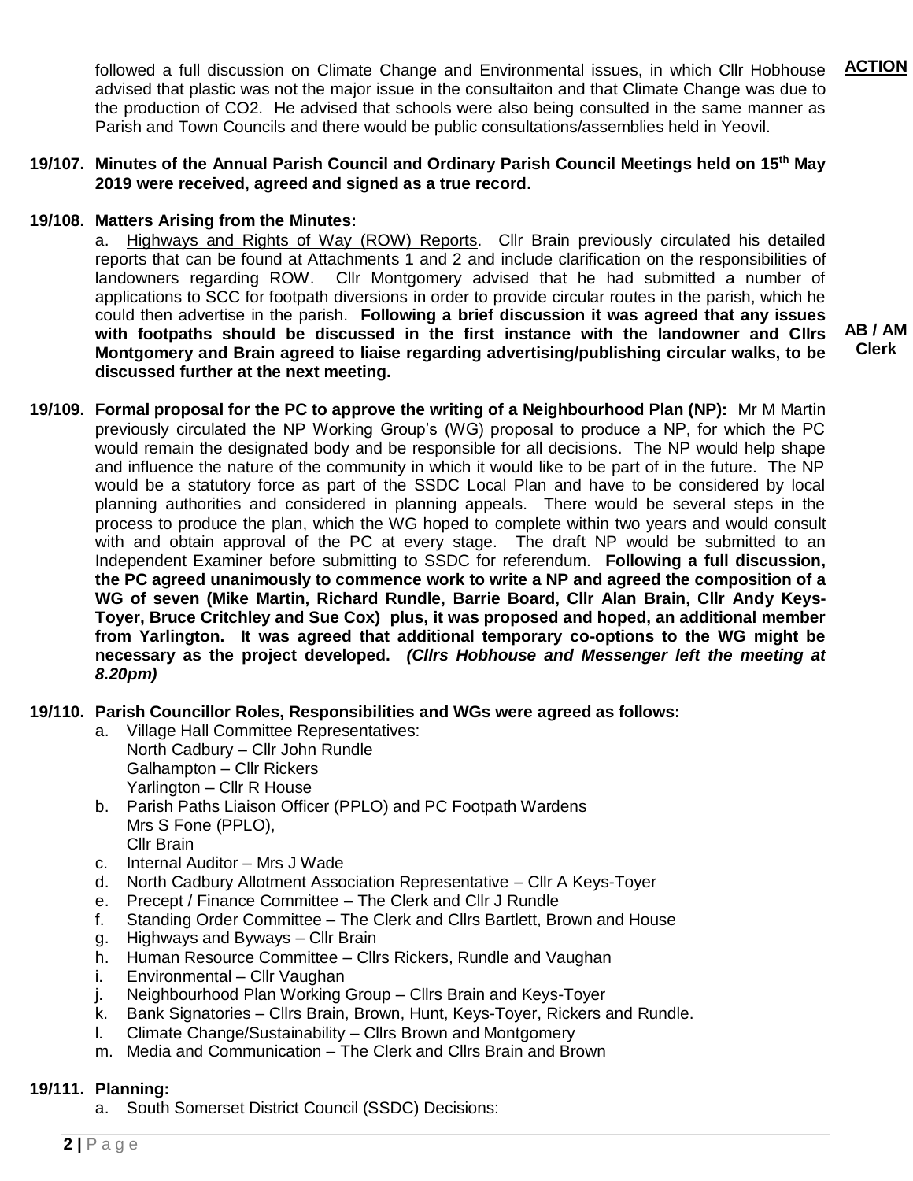**ACTION**

followed a full discussion on Climate Change and Environmental issues, in which Cllr Hobhouse advised that plastic was not the major issue in the consultaiton and that Climate Change was due to the production of $CO_2$. He advised that schools were also being consulted in the same manner as Parish and Town Councils and there would be public consultations/assemblies held in Yeovil.

**19/107. Minutes of the Annual Parish Council and Ordinary Parish Council Meetings held on 15th May 2019 were received, agreed and signed as a true record.**

**19/108. Matters Arising from the Minutes:**

a. Highways and Rights of Way (ROW) Reports. Cllr Brain previously circulated his detailed reports that can be found at Attachments 1 and 2 and include clarification on the responsibilities of landowners regarding ROW. Cllr Montgomery advised that he had submitted a number of applications to SCC for footpath diversions in order to provide circular routes in the parish, which he could then advertise in the parish. **Following a brief discussion it was agreed that any issues with footpaths should be discussed in the first instance with the landowner and Cllrs Montgomery and Brain agreed to liaise regarding advertising/publishing circular walks, to be discussed further at the next meeting.** — **AB / AM Clerk**

**19/109. Formal proposal for the PC to approve the writing of a Neighbourhood Plan (NP):** Mr M Martin previously circulated the NP Working Group's (WG) proposal to produce a NP, for which the PC would remain the designated body and be responsible for all decisions. The NP would help shape and influence the nature of the community in which it would like to be part of in the future. The NP would be a statutory force as part of the SSDC Local Plan and have to be considered by local planning authorities and considered in planning appeals. There would be several steps in the process to produce the plan, which the WG hoped to complete within two years and would consult with and obtain approval of the PC at every stage. The draft NP would be submitted to an Independent Examiner before submitting to SSDC for referendum. **Following a full discussion, the PC agreed unanimously to commence work to write a NP and agreed the composition of a WG of seven (Mike Martin, Richard Rundle, Barrie Board, Cllr Alan Brain, Cllr Andy Keys-Toyer, Bruce Critchley and Sue Cox) plus, it was proposed and hoped, an additional member from Yarlington. It was agreed that additional temporary co-options to the WG might be necessary as the project developed.** ***(Cllrs Hobhouse and Messenger left the meeting at 8.20pm)***

**19/110. Parish Councillor Roles, Responsibilities and WGs were agreed as follows:**

a. Village Hall Committee Representatives:
   North Cadbury – Cllr John Rundle
   Galhampton – Cllr Rickers
   Yarlington – Cllr R House
b. Parish Paths Liaison Officer (PPLO) and PC Footpath Wardens
   Mrs S Fone (PPLO),
   Cllr Brain
c. Internal Auditor – Mrs J Wade
d. North Cadbury Allotment Association Representative – Cllr A Keys-Toyer
e. Precept / Finance Committee – The Clerk and Cllr J Rundle
f. Standing Order Committee – The Clerk and Cllrs Bartlett, Brown and House
g. Highways and Byways – Cllr Brain
h. Human Resource Committee – Cllrs Rickers, Rundle and Vaughan
i. Environmental – Cllr Vaughan
j. Neighbourhood Plan Working Group – Cllrs Brain and Keys-Toyer
k. Bank Signatories – Cllrs Brain, Brown, Hunt, Keys-Toyer, Rickers and Rundle.
l. Climate Change/Sustainability – Cllrs Brown and Montgomery
m. Media and Communication – The Clerk and Cllrs Brain and Brown

**19/111. Planning:**

a. South Somerset District Council (SSDC) Decisions: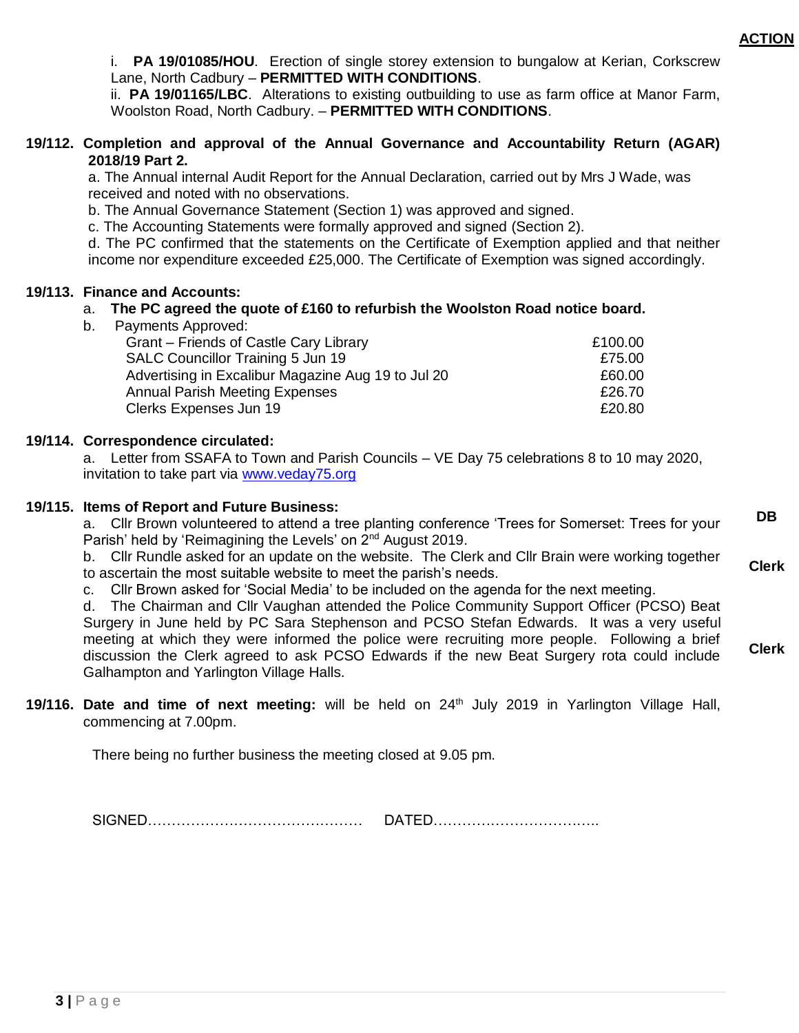**ACTION**

i. **PA 19/01085/HOU**. Erection of single storey extension to bungalow at Kerian, Corkscrew Lane, North Cadbury – **PERMITTED WITH CONDITIONS**.

ii. **PA 19/01165/LBC**. Alterations to existing outbuilding to use as farm office at Manor Farm, Woolston Road, North Cadbury. – **PERMITTED WITH CONDITIONS**.

**19/112. Completion and approval of the Annual Governance and Accountability Return (AGAR) 2018/19 Part 2.**

a. The Annual internal Audit Report for the Annual Declaration, carried out by Mrs J Wade, was received and noted with no observations.

b. The Annual Governance Statement (Section 1) was approved and signed.

c. The Accounting Statements were formally approved and signed (Section 2).

d. The PC confirmed that the statements on the Certificate of Exemption applied and that neither income nor expenditure exceeded £25,000. The Certificate of Exemption was signed accordingly.

**19/113. Finance and Accounts:**

a. **The PC agreed the quote of £160 to refurbish the Woolston Road notice board.**

b. Payments Approved:

| | |
|---|---|
| Grant – Friends of Castle Cary Library | £100.00 |
| SALC Councillor Training 5 Jun 19 | £75.00 |
| Advertising in Excalibur Magazine Aug 19 to Jul 20 | £60.00 |
| Annual Parish Meeting Expenses | £26.70 |
| Clerks Expenses Jun 19 | £20.80 |

**19/114. Correspondence circulated:**

a. Letter from SSAFA to Town and Parish Councils – VE Day 75 celebrations 8 to 10 may 2020, invitation to take part via www.veday75.org

**19/115. Items of Report and Future Business:**

a. Cllr Brown volunteered to attend a tree planting conference 'Trees for Somerset: Trees for your Parish' held by 'Reimagining the Levels' on 2nd August 2019. **DB**

b. Cllr Rundle asked for an update on the website. The Clerk and Cllr Brain were working together to ascertain the most suitable website to meet the parish's needs. **Clerk**

c. Cllr Brown asked for 'Social Media' to be included on the agenda for the next meeting.

d. The Chairman and Cllr Vaughan attended the Police Community Support Officer (PCSO) Beat Surgery in June held by PC Sara Stephenson and PCSO Stefan Edwards. It was a very useful meeting at which they were informed the police were recruiting more people. Following a brief discussion the Clerk agreed to ask PCSO Edwards if the new Beat Surgery rota could include Galhampton and Yarlington Village Halls. **Clerk**

**19/116. Date and time of next meeting:** will be held on 24th July 2019 in Yarlington Village Hall, commencing at 7.00pm.

There being no further business the meeting closed at 9.05 pm.

SIGNED……………………………………… DATED……………………………..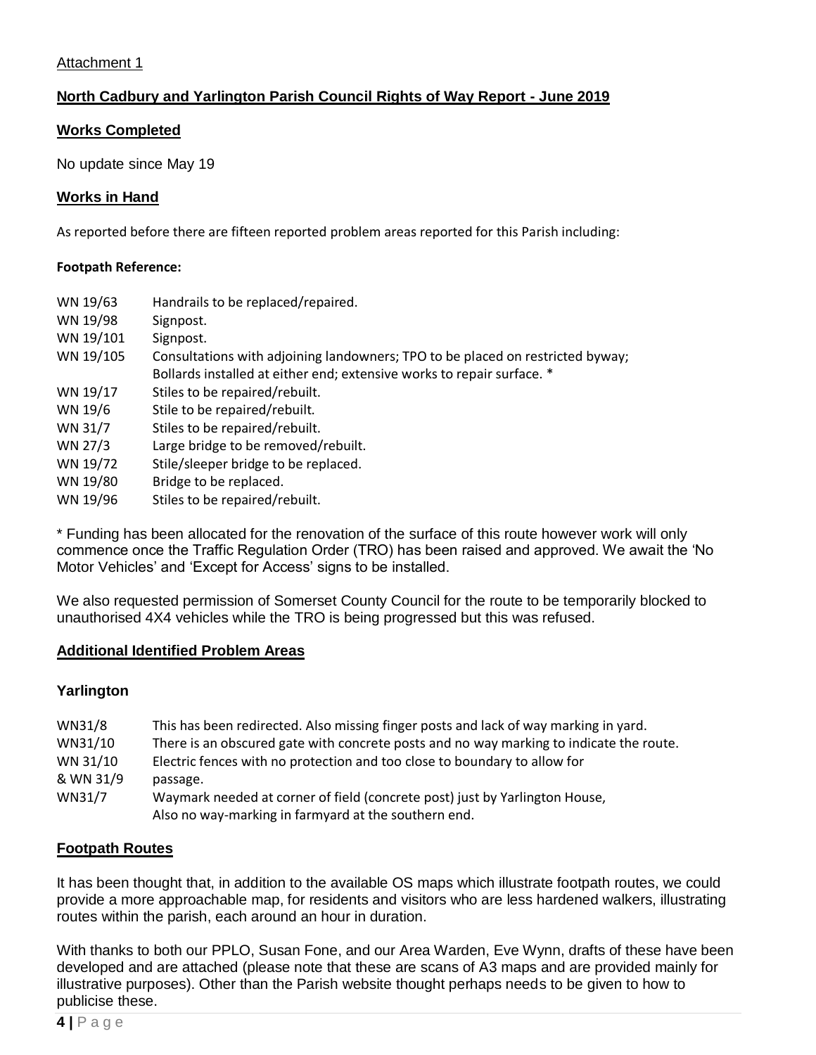Attachment 1

## North Cadbury and Yarlington Parish Council Rights of Way Report - June 2019

### Works Completed

No update since May 19

### Works in Hand

As reported before there are fifteen reported problem areas reported for this Parish including:

**Footpath Reference:**

| | |
|---|---|
| WN 19/63 | Handrails to be replaced/repaired. |
| WN 19/98 | Signpost. |
| WN 19/101 | Signpost. |
| WN 19/105 | Consultations with adjoining landowners; TPO to be placed on restricted byway; Bollards installed at either end; extensive works to repair surface. * |
| WN 19/17 | Stiles to be repaired/rebuilt. |
| WN 19/6 | Stile to be repaired/rebuilt. |
| WN 31/7 | Stiles to be repaired/rebuilt. |
| WN 27/3 | Large bridge to be removed/rebuilt. |
| WN 19/72 | Stile/sleeper bridge to be replaced. |
| WN 19/80 | Bridge to be replaced. |
| WN 19/96 | Stiles to be repaired/rebuilt. |

* Funding has been allocated for the renovation of the surface of this route however work will only commence once the Traffic Regulation Order (TRO) has been raised and approved. We await the 'No Motor Vehicles' and 'Except for Access' signs to be installed.

We also requested permission of Somerset County Council for the route to be temporarily blocked to unauthorised 4X4 vehicles while the TRO is being progressed but this was refused.

### Additional Identified Problem Areas

#### Yarlington

| | |
|---|---|
| WN31/8 | This has been redirected. Also missing finger posts and lack of way marking in yard. |
| WN31/10 | There is an obscured gate with concrete posts and no way marking to indicate the route. |
| WN 31/10 & WN 31/9 | Electric fences with no protection and too close to boundary to allow for passage. |
| WN31/7 | Waymark needed at corner of field (concrete post) just by Yarlington House, Also no way-marking in farmyard at the southern end. |

### Footpath Routes

It has been thought that, in addition to the available OS maps which illustrate footpath routes, we could provide a more approachable map, for residents and visitors who are less hardened walkers, illustrating routes within the parish, each around an hour in duration.

With thanks to both our PPLO, Susan Fone, and our Area Warden, Eve Wynn, drafts of these have been developed and are attached (please note that these are scans of A3 maps and are provided mainly for illustrative purposes). Other than the Parish website thought perhaps needs to be given to how to publicise these.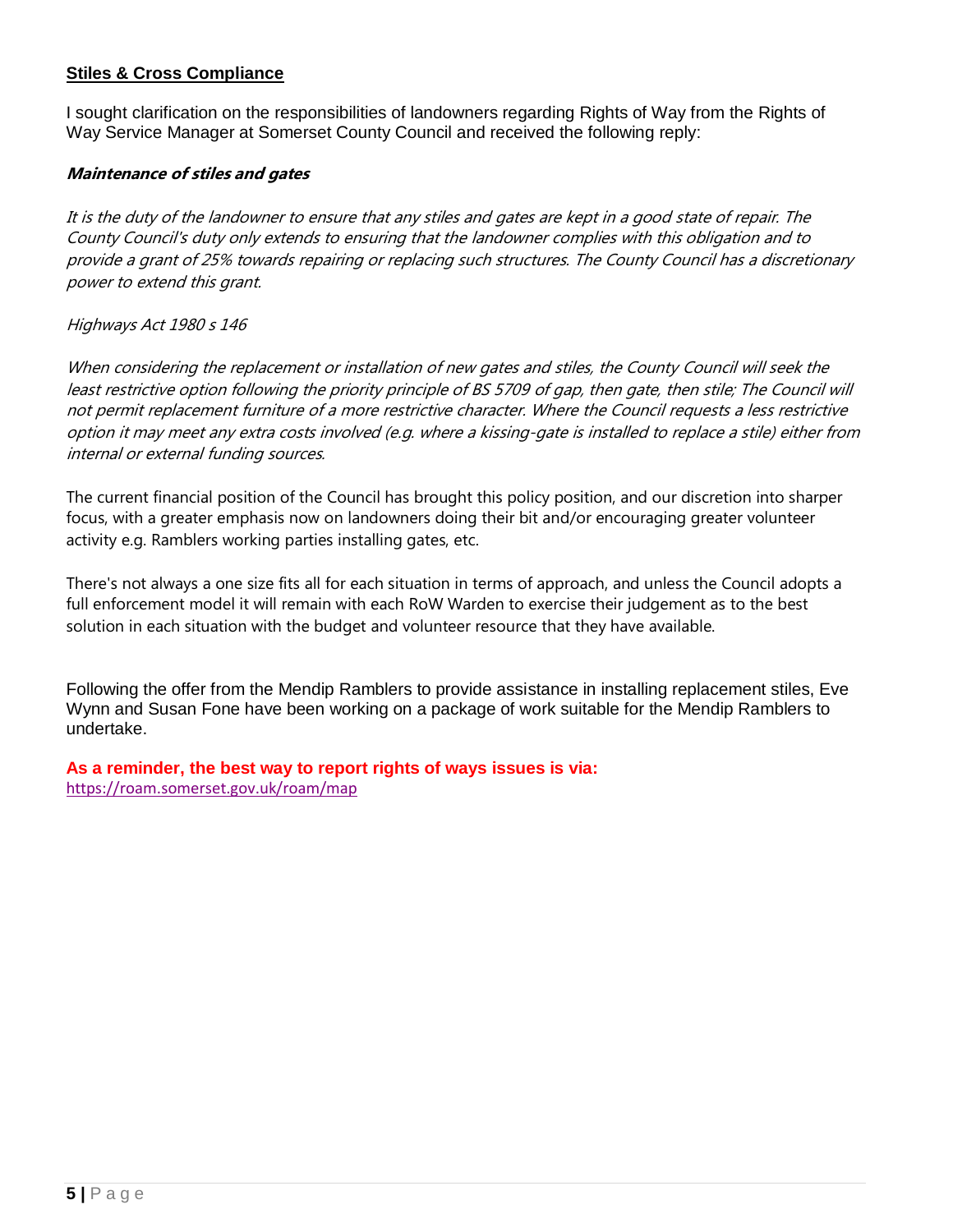## Stiles & Cross Compliance

I sought clarification on the responsibilities of landowners regarding Rights of Way from the Rights of Way Service Manager at Somerset County Council and received the following reply:

***Maintenance of stiles and gates***

*It is the duty of the landowner to ensure that any stiles and gates are kept in a good state of repair. The County Council's duty only extends to ensuring that the landowner complies with this obligation and to provide a grant of 25% towards repairing or replacing such structures. The County Council has a discretionary power to extend this grant.*

*Highways Act 1980 s 146*

*When considering the replacement or installation of new gates and stiles, the County Council will seek the least restrictive option following the priority principle of BS 5709 of gap, then gate, then stile; The Council will not permit replacement furniture of a more restrictive character. Where the Council requests a less restrictive option it may meet any extra costs involved (e.g. where a kissing-gate is installed to replace a stile) either from internal or external funding sources.*

The current financial position of the Council has brought this policy position, and our discretion into sharper focus, with a greater emphasis now on landowners doing their bit and/or encouraging greater volunteer activity e.g. Ramblers working parties installing gates, etc.

There's not always a one size fits all for each situation in terms of approach, and unless the Council adopts a full enforcement model it will remain with each RoW Warden to exercise their judgement as to the best solution in each situation with the budget and volunteer resource that they have available.

Following the offer from the Mendip Ramblers to provide assistance in installing replacement stiles, Eve Wynn and Susan Fone have been working on a package of work suitable for the Mendip Ramblers to undertake.

**As a reminder, the best way to report rights of ways issues is via:**
https://roam.somerset.gov.uk/roam/map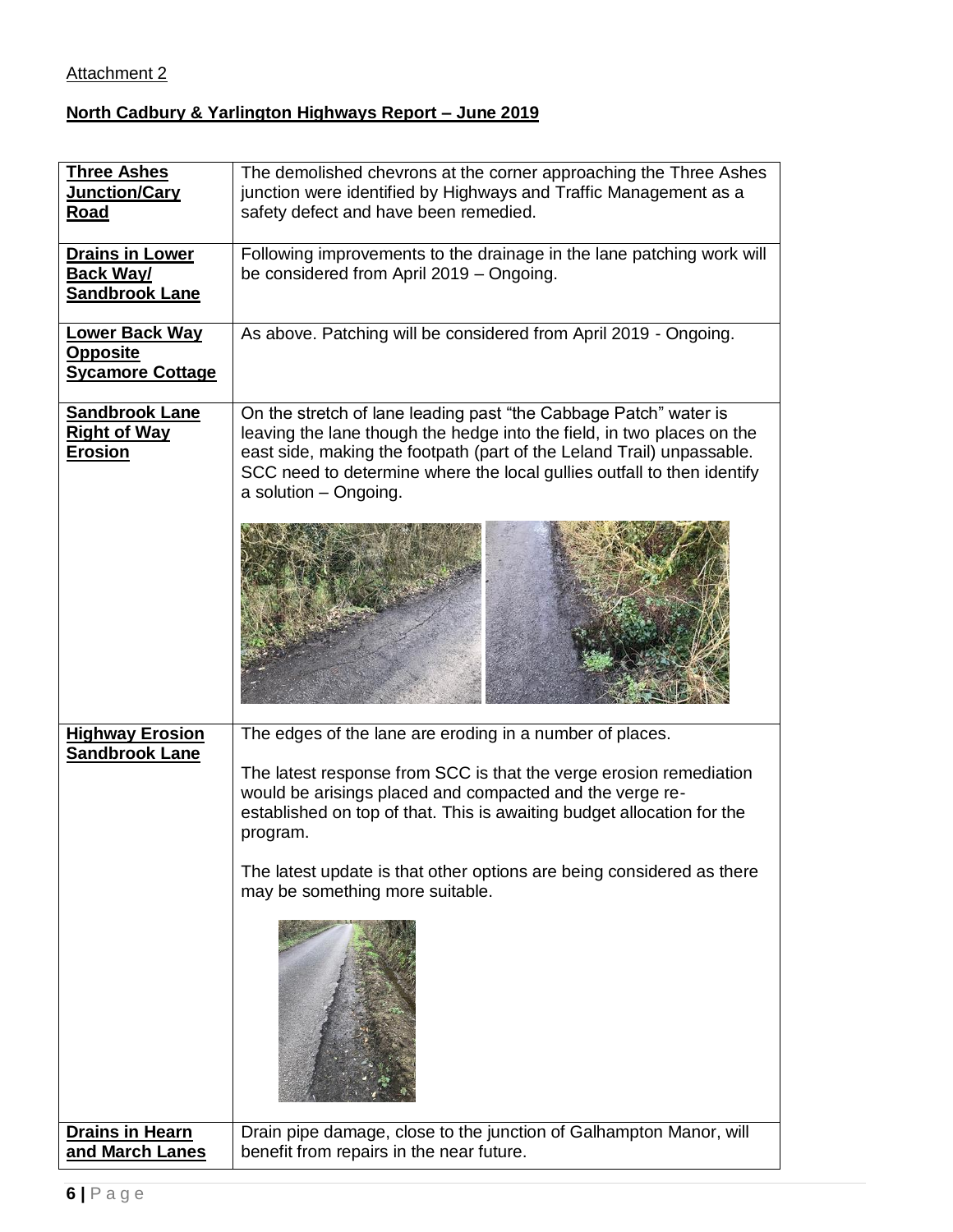Attachment 2

**North Cadbury & Yarlington Highways Report – June 2019**

| **Three Ashes Junction/Cary Road** | The demolished chevrons at the corner approaching the Three Ashes junction were identified by Highways and Traffic Management as a safety defect and have been remedied. |
|---|---|
| **Drains in Lower Back Way/ Sandbrook Lane** | Following improvements to the drainage in the lane patching work will be considered from April 2019 – Ongoing. |
| **Lower Back Way Opposite Sycamore Cottage** | As above. Patching will be considered from April 2019 - Ongoing. |
| **Sandbrook Lane Right of Way Erosion** | On the stretch of lane leading past "the Cabbage Patch" water is leaving the lane though the hedge into the field, in two places on the east side, making the footpath (part of the Leland Trail) unpassable. SCC need to determine where the local gullies outfall to then identify a solution – Ongoing. |
| **Highway Erosion Sandbrook Lane** | The edges of the lane are eroding in a number of places.<br><br>The latest response from SCC is that the verge erosion remediation would be arisings placed and compacted and the verge re-established on top of that. This is awaiting budget allocation for the program.<br><br>The latest update is that other options are being considered as there may be something more suitable. |
| **Drains in Hearn and March Lanes** | Drain pipe damage, close to the junction of Galhampton Manor, will benefit from repairs in the near future. |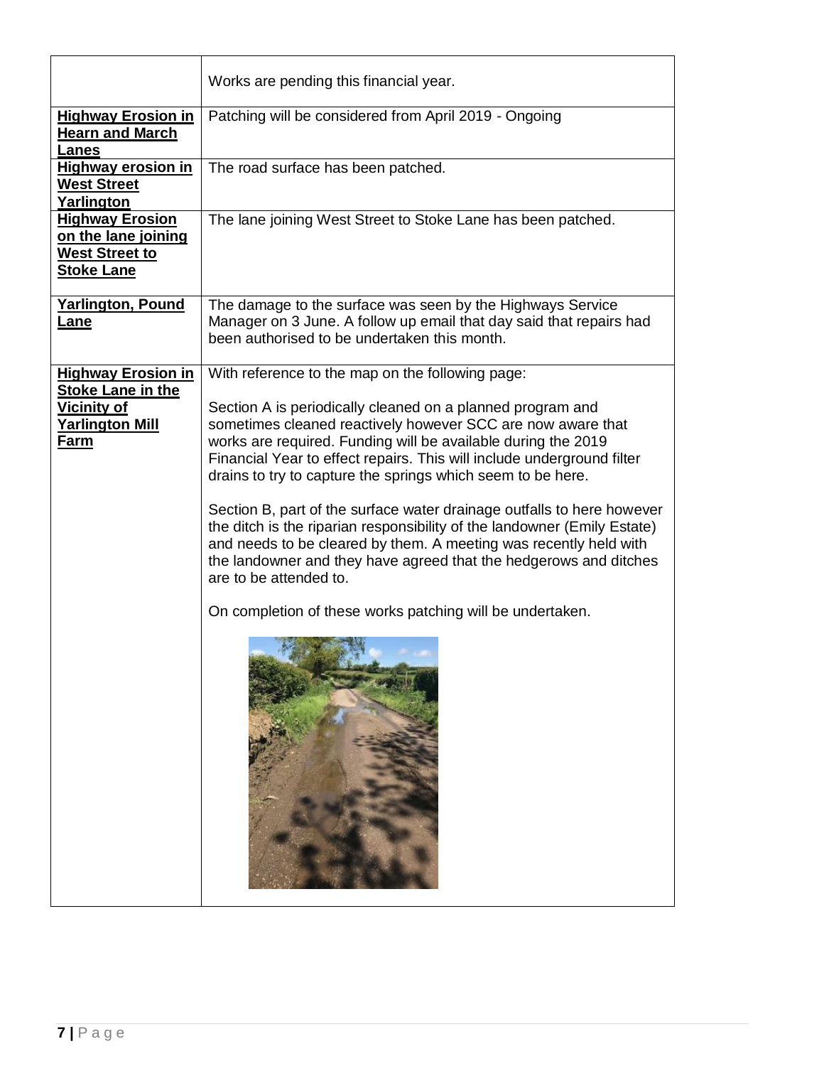| | |
|---|---|
| | Works are pending this financial year. |
| **Highway Erosion in Hearn and March Lanes** | Patching will be considered from April 2019 - Ongoing |
| **Highway erosion in West Street Yarlington** | The road surface has been patched. |
| **Highway Erosion on the lane joining West Street to Stoke Lane** | The lane joining West Street to Stoke Lane has been patched. |
| **Yarlington, Pound Lane** | The damage to the surface was seen by the Highways Service Manager on 3 June. A follow up email that day said that repairs had been authorised to be undertaken this month. |
| **Highway Erosion in Stoke Lane in the Vicinity of Yarlington Mill Farm** | With reference to the map on the following page:<br><br>Section A is periodically cleaned on a planned program and sometimes cleaned reactively however SCC are now aware that works are required. Funding will be available during the 2019 Financial Year to effect repairs. This will include underground filter drains to try to capture the springs which seem to be here.<br><br>Section B, part of the surface water drainage outfalls to here however the ditch is the riparian responsibility of the landowner (Emily Estate) and needs to be cleared by them. A meeting was recently held with the landowner and they have agreed that the hedgerows and ditches are to be attended to.<br><br>On completion of these works patching will be undertaken. |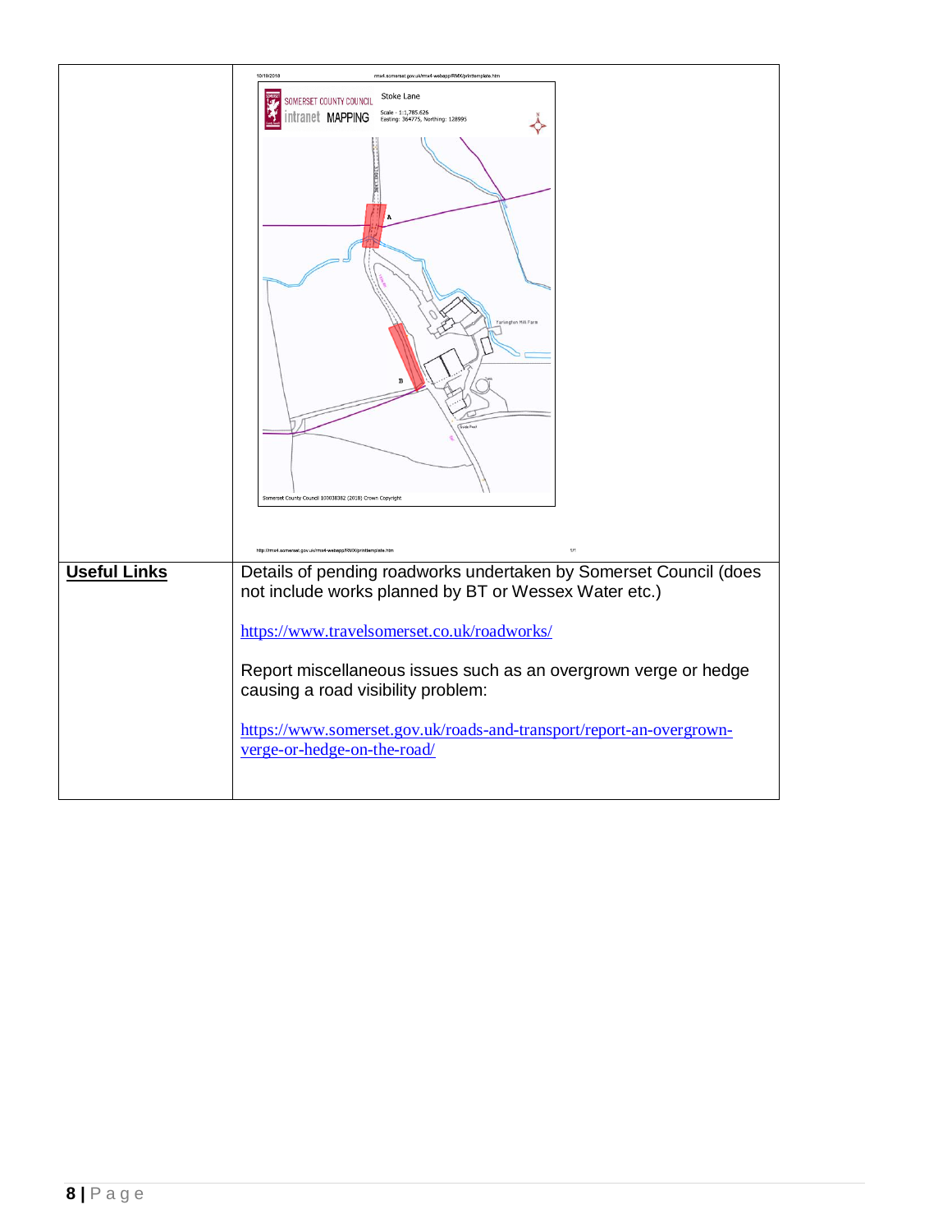| | |
|---|---|
| | 10/19/2018 mrx4.somerset.gov.uk/mrx4-webapp/RMX/printtemplate.htm<br>SOMERSET COUNTY COUNCIL intranet MAPPING<br>Stoke Lane<br>Scale - 1:1,785.626<br>Easting: 364775, Northing: 128995<br>A<br>B<br>Farrington Hill Farm<br>Somerset County Council 100038382 (2018) Crown Copyright<br>http://mrx4.somerset.gov.uk/mrx4-webapp/RMX/printtemplate.htm 1/1 |
| **Useful Links** | Details of pending roadworks undertaken by Somerset Council (does not include works planned by BT or Wessex Water etc.)<br><br>https://www.travelsomerset.co.uk/roadworks/<br><br>Report miscellaneous issues such as an overgrown verge or hedge causing a road visibility problem:<br><br>https://www.somerset.gov.uk/roads-and-transport/report-an-overgrown-verge-or-hedge-on-the-road/ |